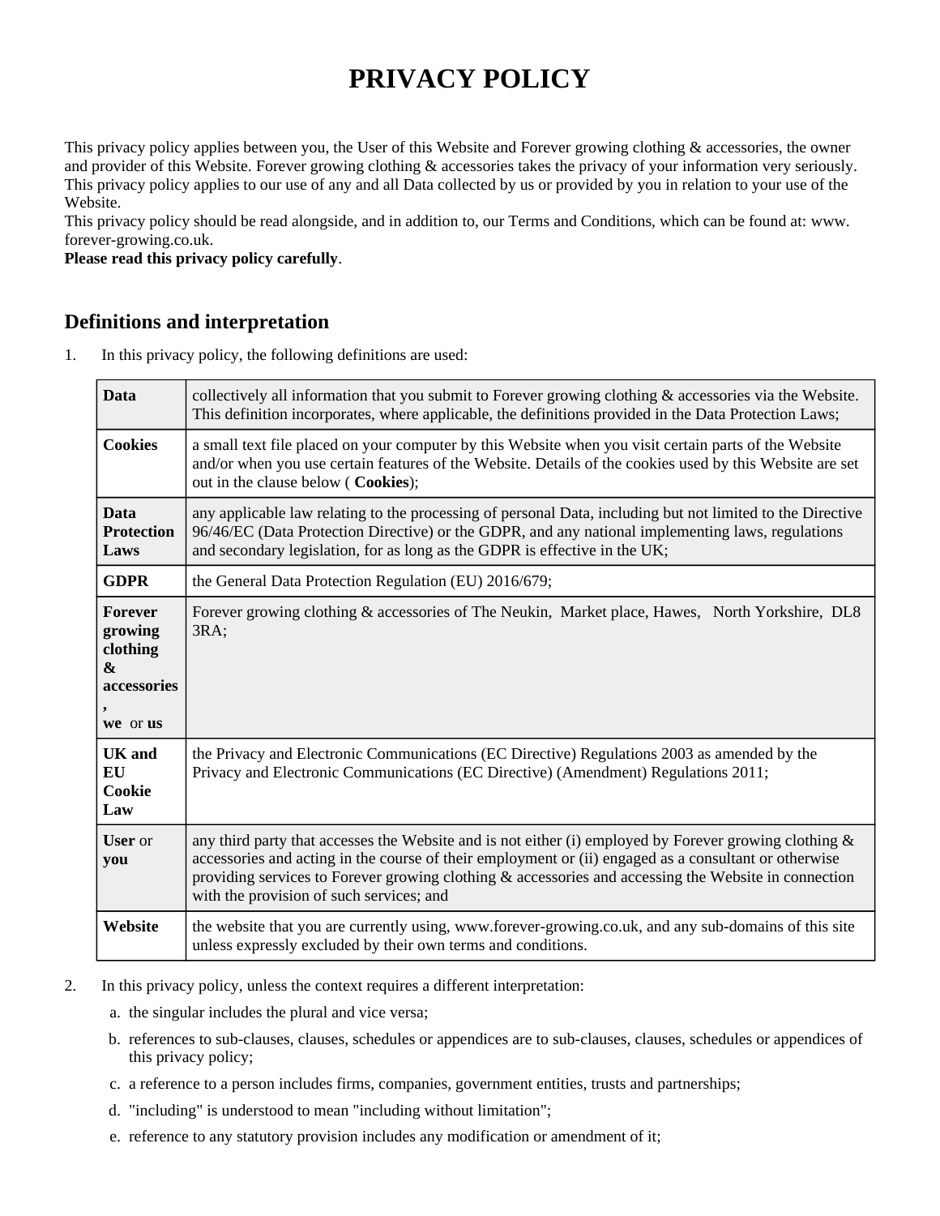# PRIVACY POLICY

This privacy policy applies between you, the User of this Website and Forever growing clothing & accessories, the owner and provider of this Website. Forever growing clothing & accessories takes the privacy of your information very seriously. This privacy policy applies to our use of any and all Data collected by us or provided by you in relation to your use of the Website.

This privacy policy should be read alongside, and in addition to, our Terms and Conditions, which can be found at: www. forever-growing.co.uk.

**Please read this privacy policy carefully**.

## Definitions and interpretation

1. In this privacy policy, the following definitions are used:

| | |
|---|---|
| **Data** | collectively all information that you submit to Forever growing clothing & accessories via the Website. This definition incorporates, where applicable, the definitions provided in the Data Protection Laws; |
| **Cookies** | a small text file placed on your computer by this Website when you visit certain parts of the Website and/or when you use certain features of the Website. Details of the cookies used by this Website are set out in the clause below ( **Cookies**); |
| **Data Protection Laws** | any applicable law relating to the processing of personal Data, including but not limited to the Directive 96/46/EC (Data Protection Directive) or the GDPR, and any national implementing laws, regulations and secondary legislation, for as long as the GDPR is effective in the UK; |
| **GDPR** | the General Data Protection Regulation (EU) 2016/679; |
| **Forever growing clothing & accessories**, **we** or **us** | Forever growing clothing & accessories of The Neukin, Market place, Hawes, North Yorkshire, DL8 3RA; |
| **UK and EU Cookie Law** | the Privacy and Electronic Communications (EC Directive) Regulations 2003 as amended by the Privacy and Electronic Communications (EC Directive) (Amendment) Regulations 2011; |
| **User** or **you** | any third party that accesses the Website and is not either (i) employed by Forever growing clothing & accessories and acting in the course of their employment or (ii) engaged as a consultant or otherwise providing services to Forever growing clothing & accessories and accessing the Website in connection with the provision of such services; and |
| **Website** | the website that you are currently using, www.forever-growing.co.uk, and any sub-domains of this site unless expressly excluded by their own terms and conditions. |

2. In this privacy policy, unless the context requires a different interpretation:
   a. the singular includes the plural and vice versa;
   b. references to sub-clauses, clauses, schedules or appendices are to sub-clauses, clauses, schedules or appendices of this privacy policy;
   c. a reference to a person includes firms, companies, government entities, trusts and partnerships;
   d. "including" is understood to mean "including without limitation";
   e. reference to any statutory provision includes any modification or amendment of it;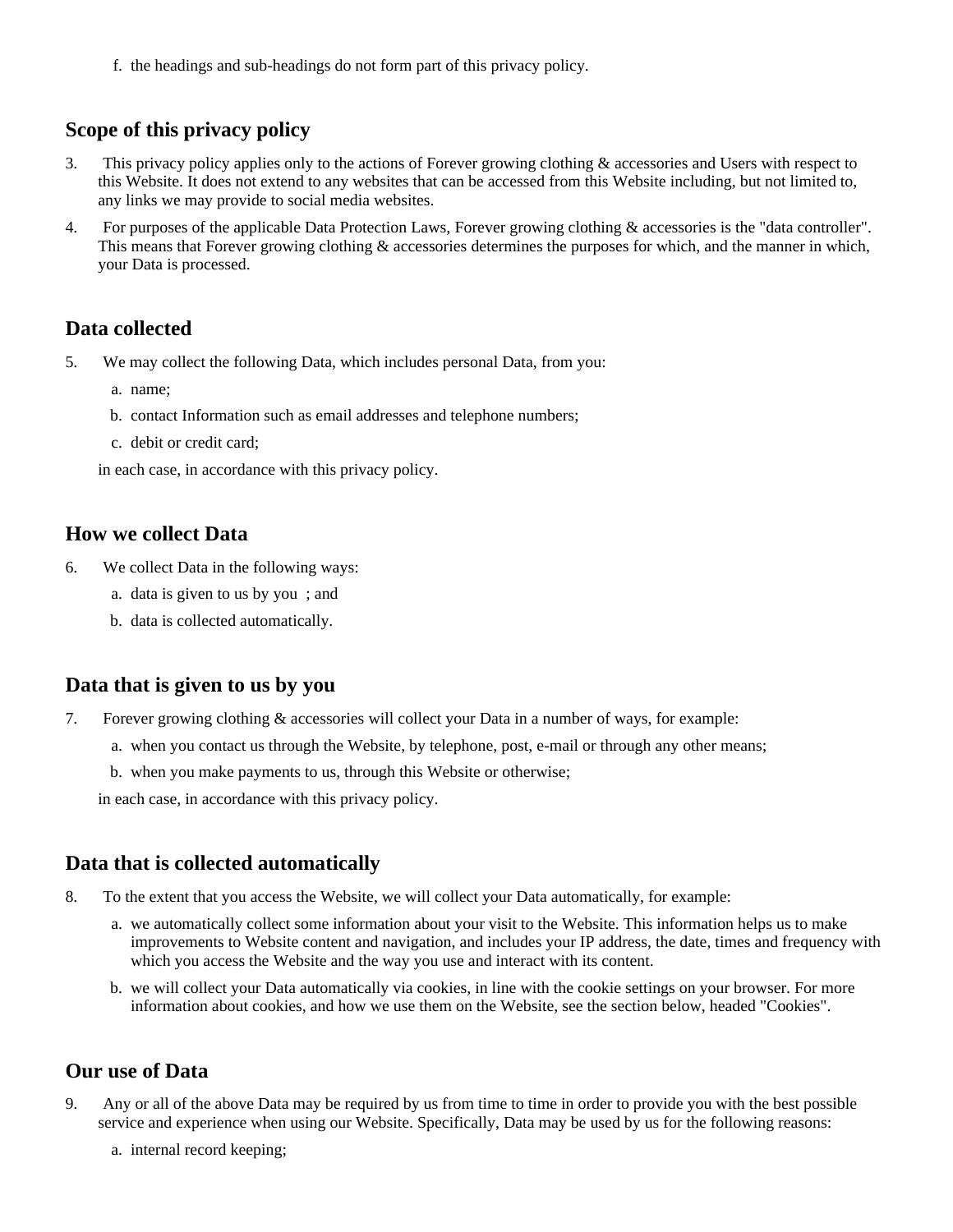f. the headings and sub-headings do not form part of this privacy policy.

## Scope of this privacy policy

3. This privacy policy applies only to the actions of Forever growing clothing & accessories and Users with respect to this Website. It does not extend to any websites that can be accessed from this Website including, but not limited to, any links we may provide to social media websites.
4. For purposes of the applicable Data Protection Laws, Forever growing clothing & accessories is the "data controller". This means that Forever growing clothing & accessories determines the purposes for which, and the manner in which, your Data is processed.

## Data collected

5. We may collect the following Data, which includes personal Data, from you:
   a. name;
   b. contact Information such as email addresses and telephone numbers;
   c. debit or credit card;

   in each case, in accordance with this privacy policy.

## How we collect Data

6. We collect Data in the following ways:
   a. data is given to us by you ; and
   b. data is collected automatically.

## Data that is given to us by you

7. Forever growing clothing & accessories will collect your Data in a number of ways, for example:
   a. when you contact us through the Website, by telephone, post, e-mail or through any other means;
   b. when you make payments to us, through this Website or otherwise;

   in each case, in accordance with this privacy policy.

## Data that is collected automatically

8. To the extent that you access the Website, we will collect your Data automatically, for example:
   a. we automatically collect some information about your visit to the Website. This information helps us to make improvements to Website content and navigation, and includes your IP address, the date, times and frequency with which you access the Website and the way you use and interact with its content.
   b. we will collect your Data automatically via cookies, in line with the cookie settings on your browser. For more information about cookies, and how we use them on the Website, see the section below, headed "Cookies".

## Our use of Data

9. Any or all of the above Data may be required by us from time to time in order to provide you with the best possible service and experience when using our Website. Specifically, Data may be used by us for the following reasons:
   a. internal record keeping;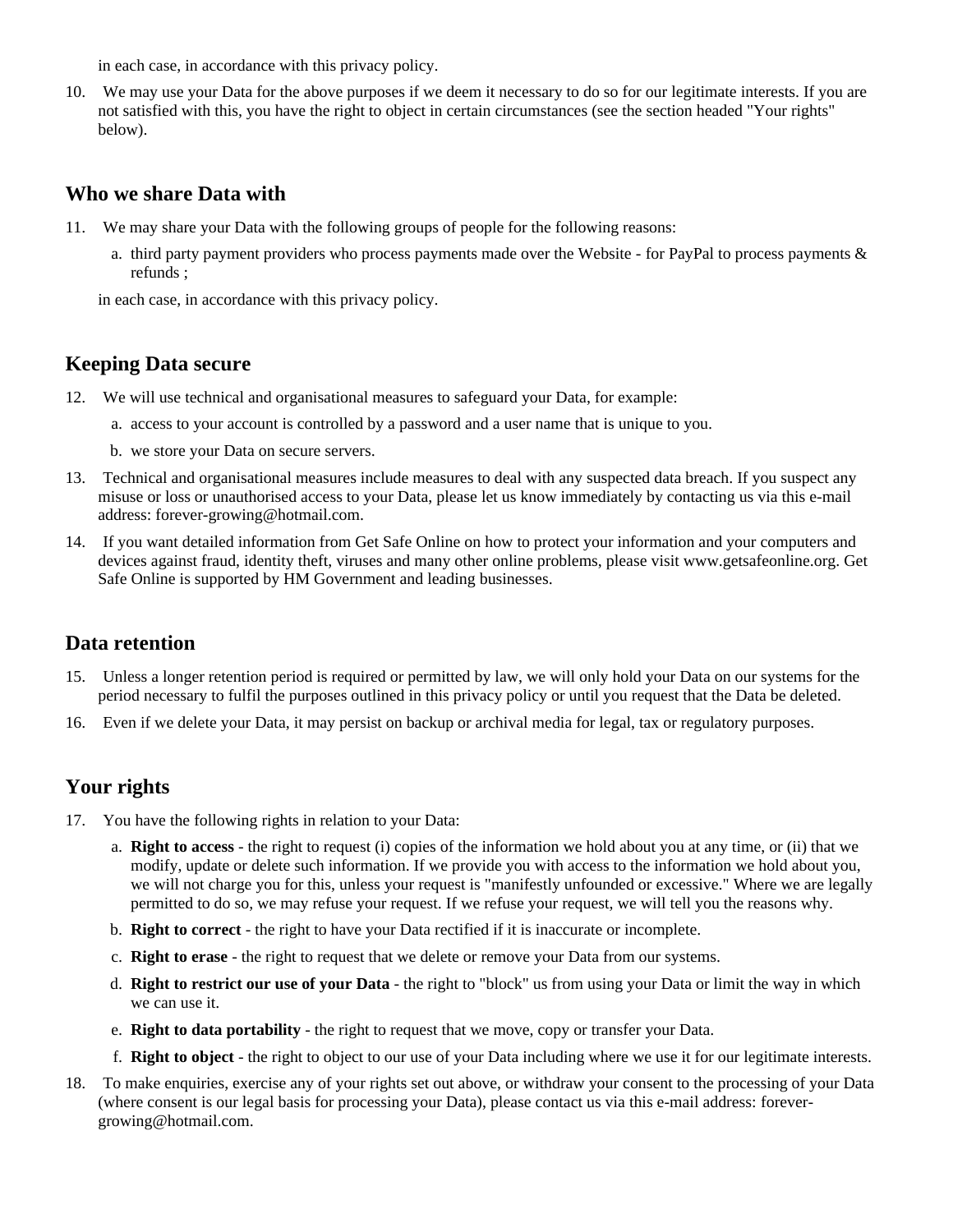in each case, in accordance with this privacy policy.

10. We may use your Data for the above purposes if we deem it necessary to do so for our legitimate interests. If you are not satisfied with this, you have the right to object in certain circumstances (see the section headed "Your rights" below).

## Who we share Data with

11. We may share your Data with the following groups of people for the following reasons:
    a. third party payment providers who process payments made over the Website - for PayPal to process payments & refunds ;

    in each case, in accordance with this privacy policy.

## Keeping Data secure

12. We will use technical and organisational measures to safeguard your Data, for example:
    a. access to your account is controlled by a password and a user name that is unique to you.
    b. we store your Data on secure servers.
13. Technical and organisational measures include measures to deal with any suspected data breach. If you suspect any misuse or loss or unauthorised access to your Data, please let us know immediately by contacting us via this e-mail address: forever-growing@hotmail.com.
14. If you want detailed information from Get Safe Online on how to protect your information and your computers and devices against fraud, identity theft, viruses and many other online problems, please visit www.getsafeonline.org. Get Safe Online is supported by HM Government and leading businesses.

## Data retention

15. Unless a longer retention period is required or permitted by law, we will only hold your Data on our systems for the period necessary to fulfil the purposes outlined in this privacy policy or until you request that the Data be deleted.
16. Even if we delete your Data, it may persist on backup or archival media for legal, tax or regulatory purposes.

## Your rights

17. You have the following rights in relation to your Data:
    a. **Right to access** - the right to request (i) copies of the information we hold about you at any time, or (ii) that we modify, update or delete such information. If we provide you with access to the information we hold about you, we will not charge you for this, unless your request is "manifestly unfounded or excessive." Where we are legally permitted to do so, we may refuse your request. If we refuse your request, we will tell you the reasons why.
    b. **Right to correct** - the right to have your Data rectified if it is inaccurate or incomplete.
    c. **Right to erase** - the right to request that we delete or remove your Data from our systems.
    d. **Right to restrict our use of your Data** - the right to "block" us from using your Data or limit the way in which we can use it.
    e. **Right to data portability** - the right to request that we move, copy or transfer your Data.
    f. **Right to object** - the right to object to our use of your Data including where we use it for our legitimate interests.
18. To make enquiries, exercise any of your rights set out above, or withdraw your consent to the processing of your Data (where consent is our legal basis for processing your Data), please contact us via this e-mail address: forever-growing@hotmail.com.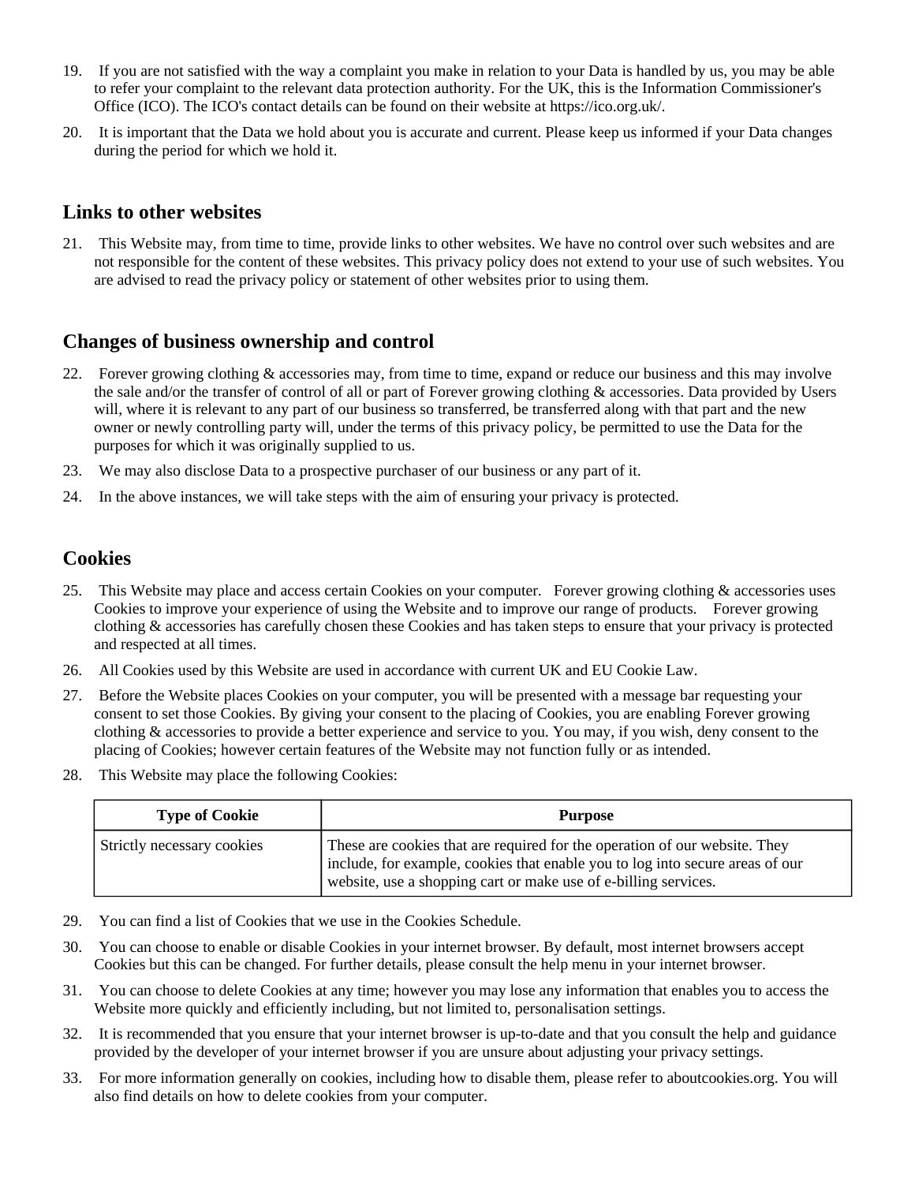19. If you are not satisfied with the way a complaint you make in relation to your Data is handled by us, you may be able to refer your complaint to the relevant data protection authority. For the UK, this is the Information Commissioner's Office (ICO). The ICO's contact details can be found on their website at https://ico.org.uk/.

20. It is important that the Data we hold about you is accurate and current. Please keep us informed if your Data changes during the period for which we hold it.

## Links to other websites

21. This Website may, from time to time, provide links to other websites. We have no control over such websites and are not responsible for the content of these websites. This privacy policy does not extend to your use of such websites. You are advised to read the privacy policy or statement of other websites prior to using them.

## Changes of business ownership and control

22. Forever growing clothing & accessories may, from time to time, expand or reduce our business and this may involve the sale and/or the transfer of control of all or part of Forever growing clothing & accessories. Data provided by Users will, where it is relevant to any part of our business so transferred, be transferred along with that part and the new owner or newly controlling party will, under the terms of this privacy policy, be permitted to use the Data for the purposes for which it was originally supplied to us.

23. We may also disclose Data to a prospective purchaser of our business or any part of it.

24. In the above instances, we will take steps with the aim of ensuring your privacy is protected.

## Cookies

25. This Website may place and access certain Cookies on your computer. Forever growing clothing & accessories uses Cookies to improve your experience of using the Website and to improve our range of products. Forever growing clothing & accessories has carefully chosen these Cookies and has taken steps to ensure that your privacy is protected and respected at all times.

26. All Cookies used by this Website are used in accordance with current UK and EU Cookie Law.

27. Before the Website places Cookies on your computer, you will be presented with a message bar requesting your consent to set those Cookies. By giving your consent to the placing of Cookies, you are enabling Forever growing clothing & accessories to provide a better experience and service to you. You may, if you wish, deny consent to the placing of Cookies; however certain features of the Website may not function fully or as intended.

28. This Website may place the following Cookies:

| Type of Cookie | Purpose |
| --- | --- |
| Strictly necessary cookies | These are cookies that are required for the operation of our website. They include, for example, cookies that enable you to log into secure areas of our website, use a shopping cart or make use of e-billing services. |

29. You can find a list of Cookies that we use in the Cookies Schedule.

30. You can choose to enable or disable Cookies in your internet browser. By default, most internet browsers accept Cookies but this can be changed. For further details, please consult the help menu in your internet browser.

31. You can choose to delete Cookies at any time; however you may lose any information that enables you to access the Website more quickly and efficiently including, but not limited to, personalisation settings.

32. It is recommended that you ensure that your internet browser is up-to-date and that you consult the help and guidance provided by the developer of your internet browser if you are unsure about adjusting your privacy settings.

33. For more information generally on cookies, including how to disable them, please refer to aboutcookies.org. You will also find details on how to delete cookies from your computer.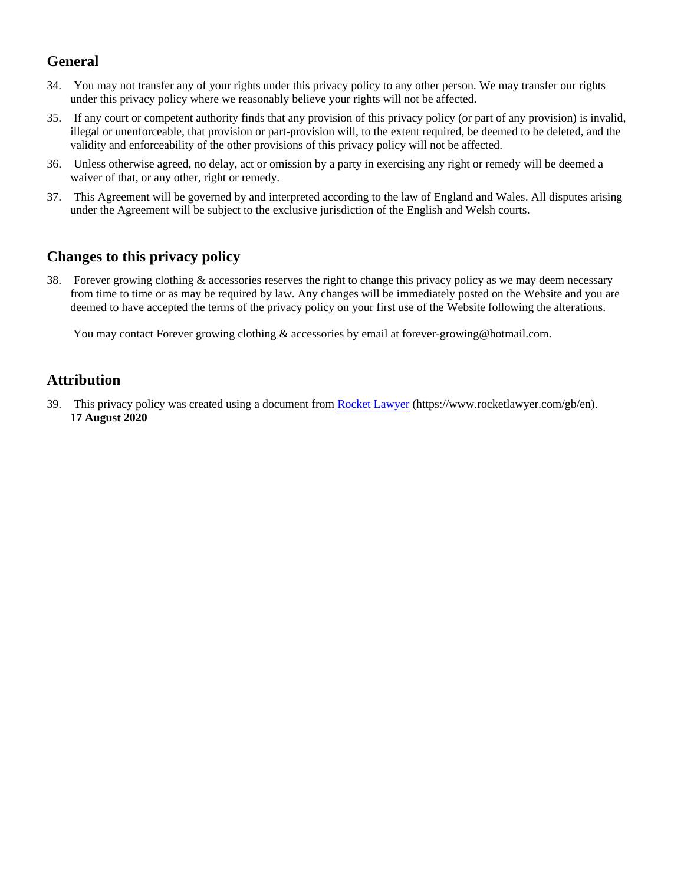## General

34. You may not transfer any of your rights under this privacy policy to any other person. We may transfer our rights under this privacy policy where we reasonably believe your rights will not be affected.
35. If any court or competent authority finds that any provision of this privacy policy (or part of any provision) is invalid, illegal or unenforceable, that provision or part-provision will, to the extent required, be deemed to be deleted, and the validity and enforceability of the other provisions of this privacy policy will not be affected.
36. Unless otherwise agreed, no delay, act or omission by a party in exercising any right or remedy will be deemed a waiver of that, or any other, right or remedy.
37. This Agreement will be governed by and interpreted according to the law of England and Wales. All disputes arising under the Agreement will be subject to the exclusive jurisdiction of the English and Welsh courts.

## Changes to this privacy policy

38. Forever growing clothing & accessories reserves the right to change this privacy policy as we may deem necessary from time to time or as may be required by law. Any changes will be immediately posted on the Website and you are deemed to have accepted the terms of the privacy policy on your first use of the Website following the alterations.

    You may contact Forever growing clothing & accessories by email at forever-growing@hotmail.com.

## Attribution

39. This privacy policy was created using a document from [Rocket Lawyer](https://www.rocketlawyer.com/gb/en) (https://www.rocketlawyer.com/gb/en).
    **17 August 2020**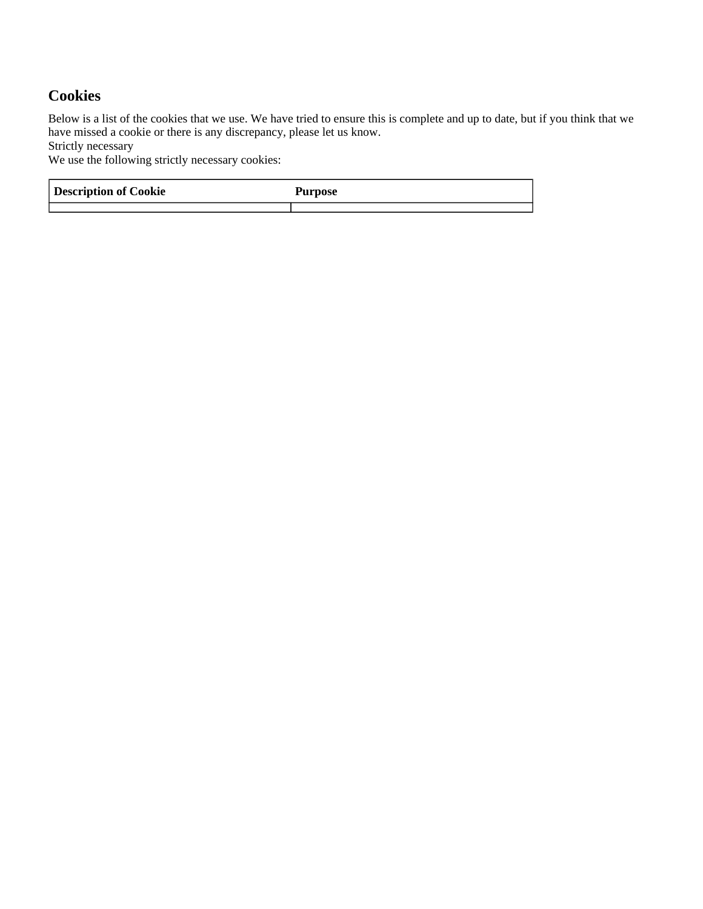## Cookies

Below is a list of the cookies that we use. We have tried to ensure this is complete and up to date, but if you think that we have missed a cookie or there is any discrepancy, please let us know.

Strictly necessary

We use the following strictly necessary cookies:

| **Description of Cookie** | **Purpose** |
|---|---|
| | |